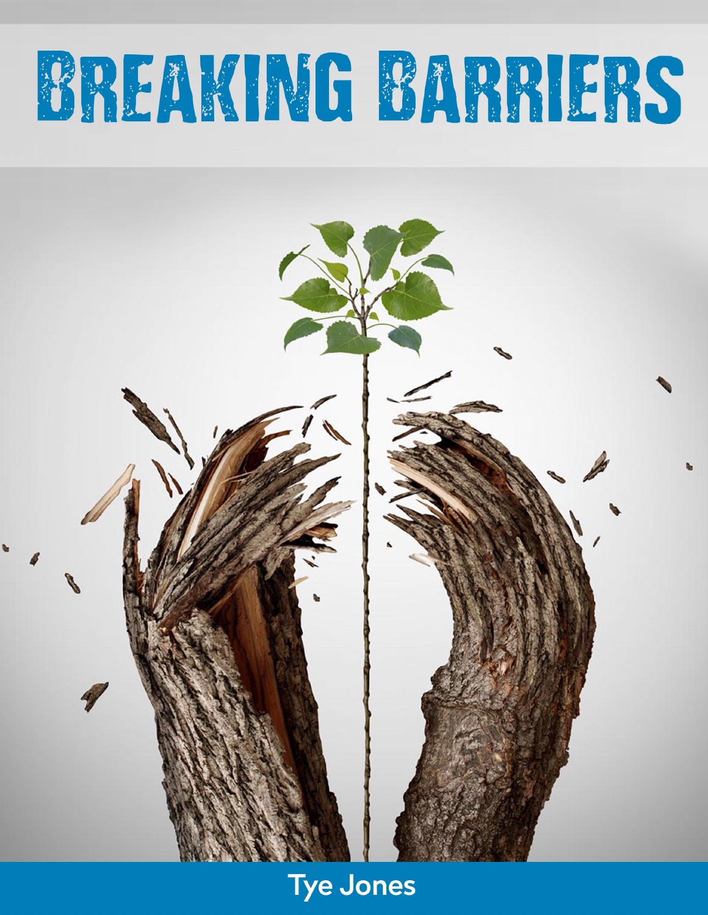# Breaking Barriers

Tye Jones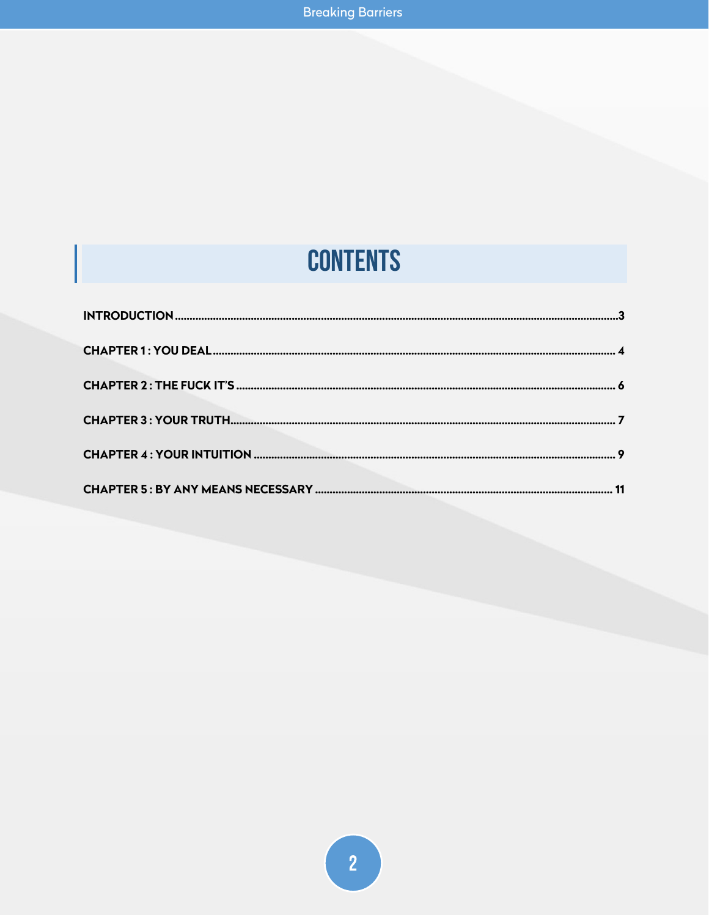# CONTENTS

**INTRODUCTION** ........................................................................................................ 3

**CHAPTER 1 : YOU DEAL** ........................................................................................ 4

**CHAPTER 2 : THE FUCK IT'S** ................................................................................ 6

**CHAPTER 3 : YOUR TRUTH** .................................................................................. 7

**CHAPTER 4 : YOUR INTUITION** ........................................................................... 9

**CHAPTER 5 : BY ANY MEANS NECESSARY** ..................................................... 11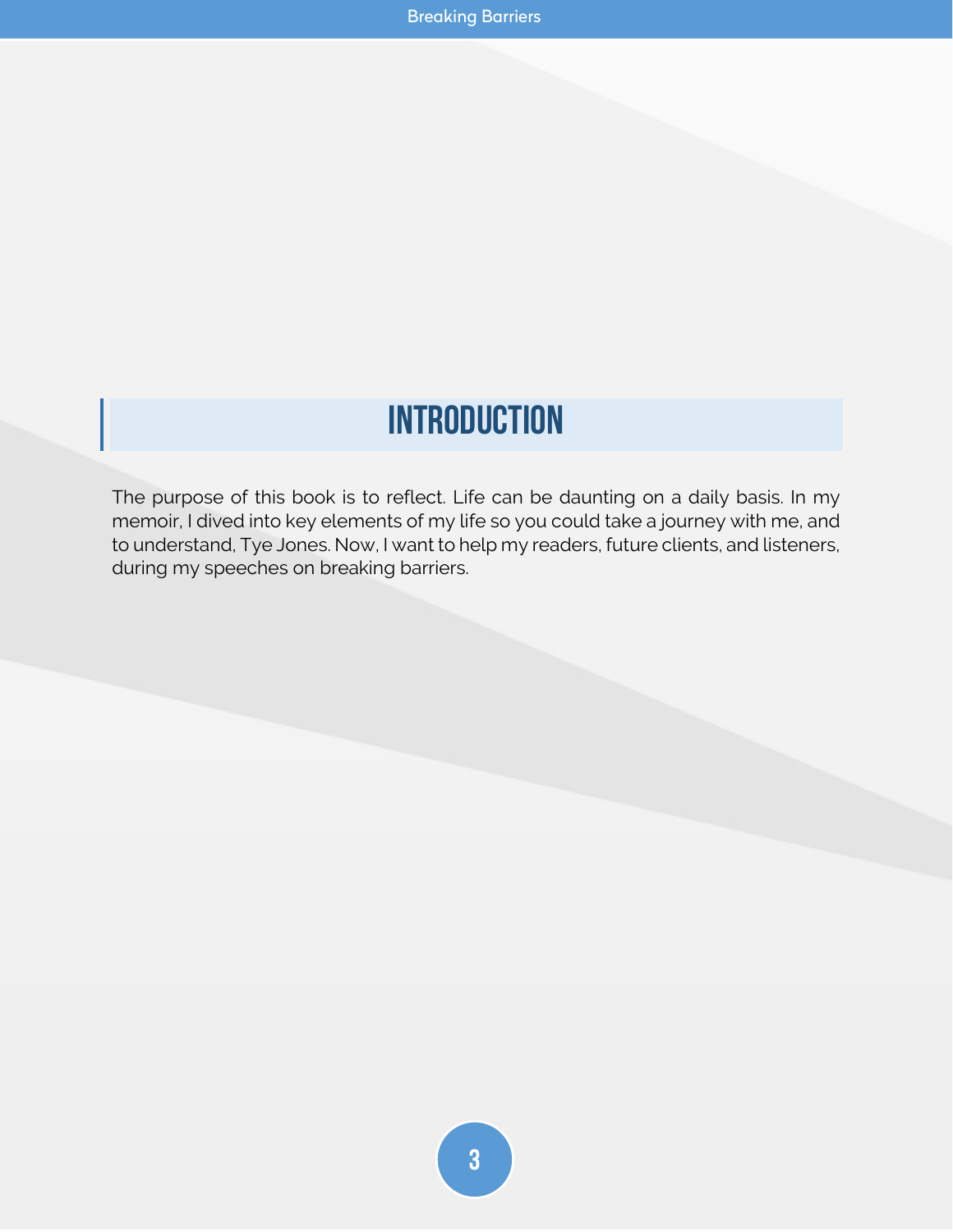# INTRODUCTION

The purpose of this book is to reflect. Life can be daunting on a daily basis. In my memoir, I dived into key elements of my life so you could take a journey with me, and to understand, Tye Jones. Now, I want to help my readers, future clients, and listeners, during my speeches on breaking barriers.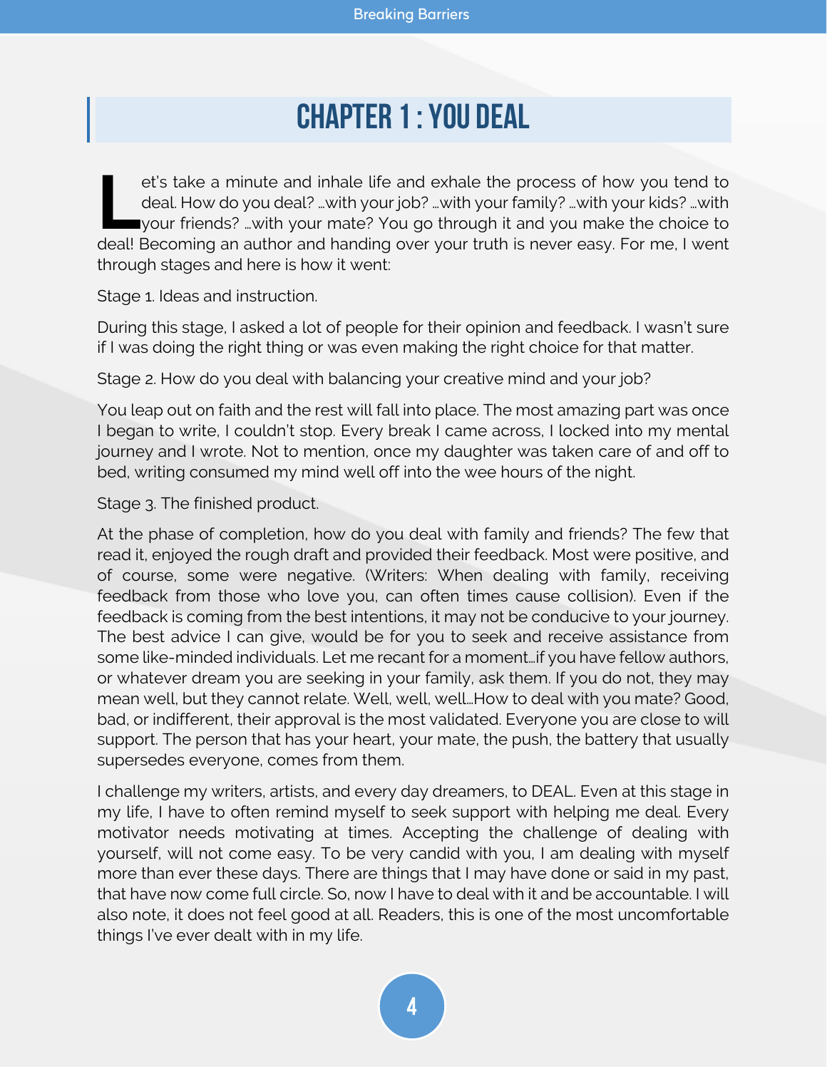# Chapter 1 : You Deal

Let's take a minute and inhale life and exhale the process of how you tend to deal. How do you deal? …with your job? …with your family? …with your kids? …with your friends? …with your mate? You go through it and you make the choice to deal! Becoming an author and handing over your truth is never easy. For me, I went through stages and here is how it went:

Stage 1. Ideas and instruction.

During this stage, I asked a lot of people for their opinion and feedback. I wasn't sure if I was doing the right thing or was even making the right choice for that matter.

Stage 2. How do you deal with balancing your creative mind and your job?

You leap out on faith and the rest will fall into place. The most amazing part was once I began to write, I couldn't stop. Every break I came across, I locked into my mental journey and I wrote. Not to mention, once my daughter was taken care of and off to bed, writing consumed my mind well off into the wee hours of the night.

Stage 3. The finished product.

At the phase of completion, how do you deal with family and friends? The few that read it, enjoyed the rough draft and provided their feedback. Most were positive, and of course, some were negative. (Writers: When dealing with family, receiving feedback from those who love you, can often times cause collision). Even if the feedback is coming from the best intentions, it may not be conducive to your journey. The best advice I can give, would be for you to seek and receive assistance from some like-minded individuals. Let me recant for a moment…if you have fellow authors, or whatever dream you are seeking in your family, ask them. If you do not, they may mean well, but they cannot relate. Well, well, well…How to deal with you mate? Good, bad, or indifferent, their approval is the most validated. Everyone you are close to will support. The person that has your heart, your mate, the push, the battery that usually supersedes everyone, comes from them.

I challenge my writers, artists, and every day dreamers, to DEAL. Even at this stage in my life, I have to often remind myself to seek support with helping me deal. Every motivator needs motivating at times. Accepting the challenge of dealing with yourself, will not come easy. To be very candid with you, I am dealing with myself more than ever these days. There are things that I may have done or said in my past, that have now come full circle. So, now I have to deal with it and be accountable. I will also note, it does not feel good at all. Readers, this is one of the most uncomfortable things I've ever dealt with in my life.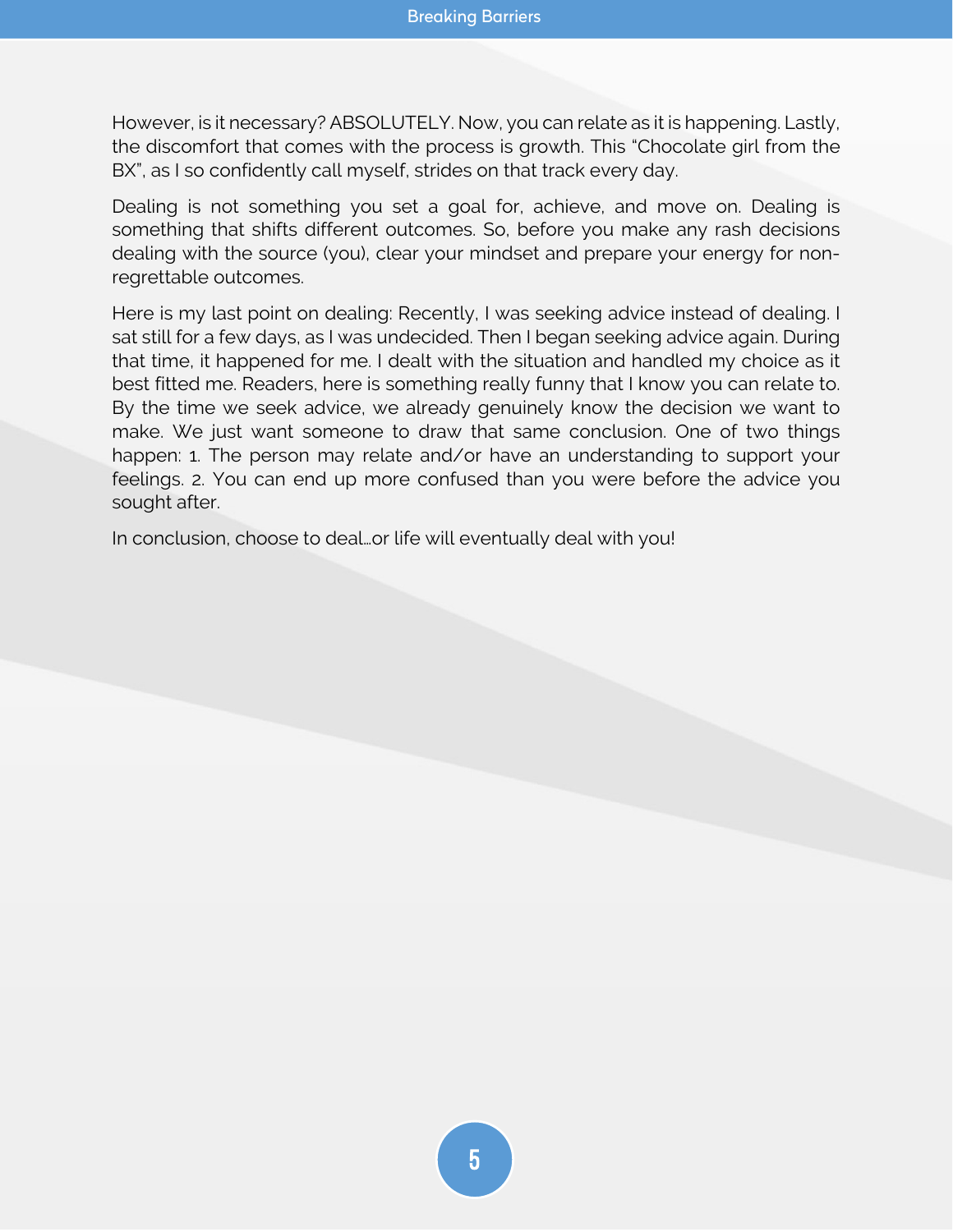However, is it necessary? ABSOLUTELY. Now, you can relate as it is happening. Lastly, the discomfort that comes with the process is growth. This "Chocolate girl from the BX", as I so confidently call myself, strides on that track every day.

Dealing is not something you set a goal for, achieve, and move on. Dealing is something that shifts different outcomes. So, before you make any rash decisions dealing with the source (you), clear your mindset and prepare your energy for non-regrettable outcomes.

Here is my last point on dealing: Recently, I was seeking advice instead of dealing. I sat still for a few days, as I was undecided. Then I began seeking advice again. During that time, it happened for me. I dealt with the situation and handled my choice as it best fitted me. Readers, here is something really funny that I know you can relate to. By the time we seek advice, we already genuinely know the decision we want to make. We just want someone to draw that same conclusion. One of two things happen: 1. The person may relate and/or have an understanding to support your feelings. 2. You can end up more confused than you were before the advice you sought after.

In conclusion, choose to deal…or life will eventually deal with you!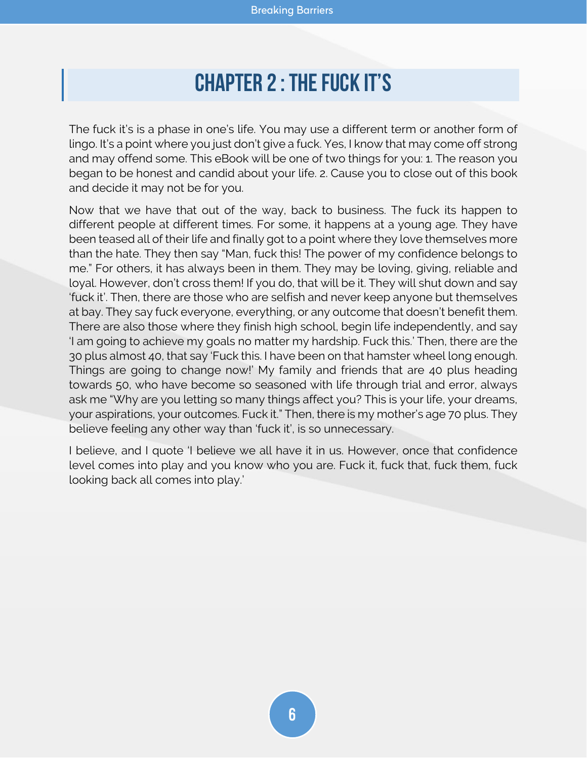# CHAPTER 2 : THE FUCK IT'S

The fuck it's is a phase in one's life. You may use a different term or another form of lingo. It's a point where you just don't give a fuck. Yes, I know that may come off strong and may offend some. This eBook will be one of two things for you: 1. The reason you began to be honest and candid about your life. 2. Cause you to close out of this book and decide it may not be for you.

Now that we have that out of the way, back to business. The fuck its happen to different people at different times. For some, it happens at a young age. They have been teased all of their life and finally got to a point where they love themselves more than the hate. They then say "Man, fuck this! The power of my confidence belongs to me." For others, it has always been in them. They may be loving, giving, reliable and loyal. However, don't cross them! If you do, that will be it. They will shut down and say 'fuck it'. Then, there are those who are selfish and never keep anyone but themselves at bay. They say fuck everyone, everything, or any outcome that doesn't benefit them. There are also those where they finish high school, begin life independently, and say 'I am going to achieve my goals no matter my hardship. Fuck this.' Then, there are the 30 plus almost 40, that say 'Fuck this. I have been on that hamster wheel long enough. Things are going to change now!' My family and friends that are 40 plus heading towards 50, who have become so seasoned with life through trial and error, always ask me "Why are you letting so many things affect you? This is your life, your dreams, your aspirations, your outcomes. Fuck it." Then, there is my mother's age 70 plus. They believe feeling any other way than 'fuck it', is so unnecessary.

I believe, and I quote 'I believe we all have it in us. However, once that confidence level comes into play and you know who you are. Fuck it, fuck that, fuck them, fuck looking back all comes into play.'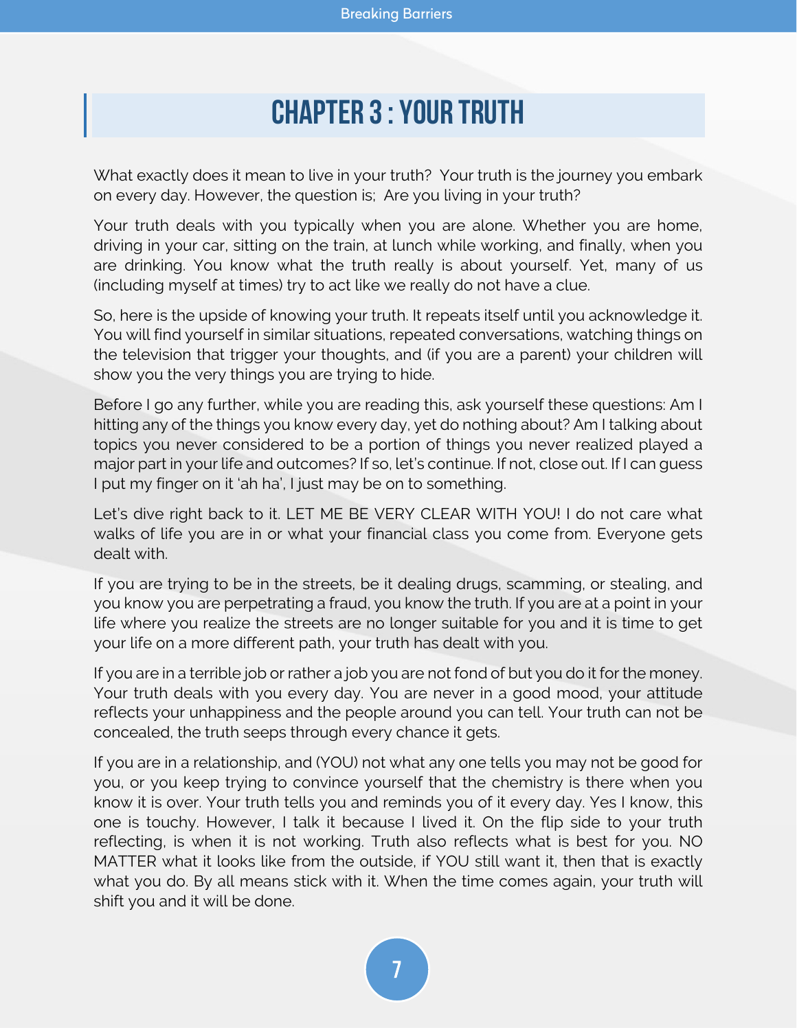# CHAPTER 3 : YOUR TRUTH

What exactly does it mean to live in your truth?  Your truth is the journey you embark on every day. However, the question is;  Are you living in your truth?

Your truth deals with you typically when you are alone. Whether you are home, driving in your car, sitting on the train, at lunch while working, and finally, when you are drinking. You know what the truth really is about yourself. Yet, many of us (including myself at times) try to act like we really do not have a clue.

So, here is the upside of knowing your truth. It repeats itself until you acknowledge it. You will find yourself in similar situations, repeated conversations, watching things on the television that trigger your thoughts, and (if you are a parent) your children will show you the very things you are trying to hide.

Before I go any further, while you are reading this, ask yourself these questions: Am I hitting any of the things you know every day, yet do nothing about? Am I talking about topics you never considered to be a portion of things you never realized played a major part in your life and outcomes? If so, let's continue. If not, close out. If I can guess I put my finger on it 'ah ha', I just may be on to something.

Let's dive right back to it. LET ME BE VERY CLEAR WITH YOU! I do not care what walks of life you are in or what your financial class you come from. Everyone gets dealt with.

If you are trying to be in the streets, be it dealing drugs, scamming, or stealing, and you know you are perpetrating a fraud, you know the truth. If you are at a point in your life where you realize the streets are no longer suitable for you and it is time to get your life on a more different path, your truth has dealt with you.

If you are in a terrible job or rather a job you are not fond of but you do it for the money. Your truth deals with you every day. You are never in a good mood, your attitude reflects your unhappiness and the people around you can tell. Your truth can not be concealed, the truth seeps through every chance it gets.

If you are in a relationship, and (YOU) not what any one tells you may not be good for you, or you keep trying to convince yourself that the chemistry is there when you know it is over. Your truth tells you and reminds you of it every day. Yes I know, this one is touchy. However, I talk it because I lived it. On the flip side to your truth reflecting, is when it is not working. Truth also reflects what is best for you. NO MATTER what it looks like from the outside, if YOU still want it, then that is exactly what you do. By all means stick with it. When the time comes again, your truth will shift you and it will be done.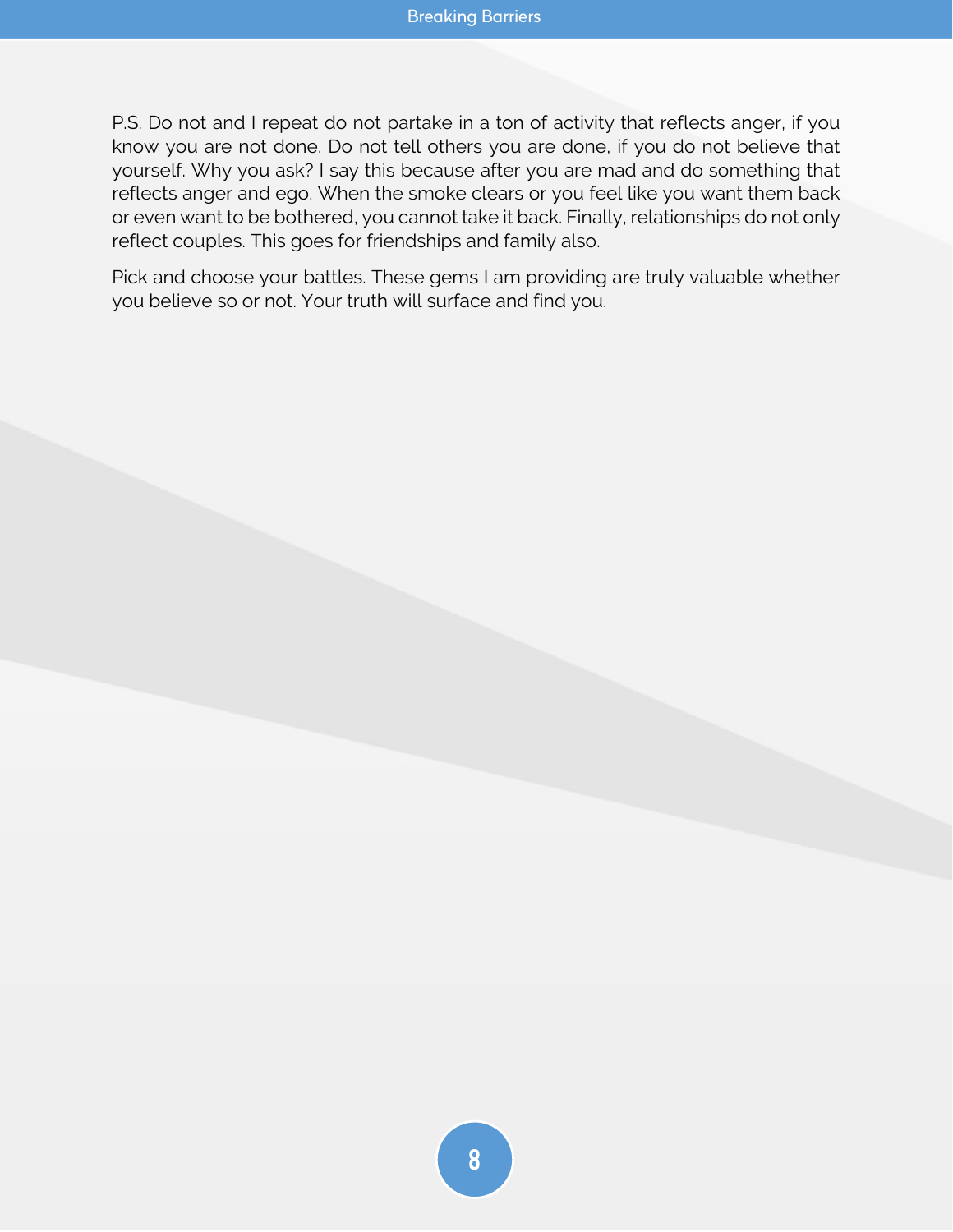P.S. Do not and I repeat do not partake in a ton of activity that reflects anger, if you know you are not done. Do not tell others you are done, if you do not believe that yourself. Why you ask? I say this because after you are mad and do something that reflects anger and ego. When the smoke clears or you feel like you want them back or even want to be bothered, you cannot take it back. Finally, relationships do not only reflect couples. This goes for friendships and family also.

Pick and choose your battles. These gems I am providing are truly valuable whether you believe so or not. Your truth will surface and find you.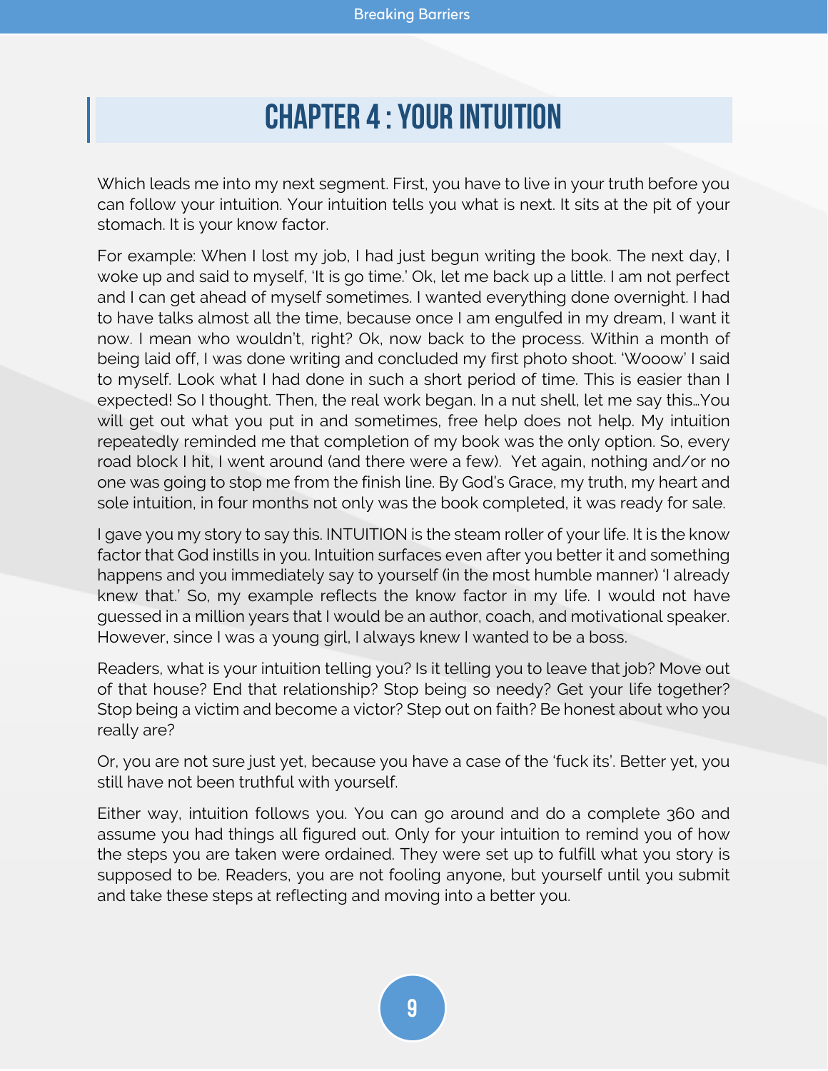# CHAPTER 4 : YOUR INTUITION

Which leads me into my next segment. First, you have to live in your truth before you can follow your intuition. Your intuition tells you what is next. It sits at the pit of your stomach. It is your know factor.

For example: When I lost my job, I had just begun writing the book. The next day, I woke up and said to myself, 'It is go time.' Ok, let me back up a little. I am not perfect and I can get ahead of myself sometimes. I wanted everything done overnight. I had to have talks almost all the time, because once I am engulfed in my dream, I want it now. I mean who wouldn't, right? Ok, now back to the process. Within a month of being laid off, I was done writing and concluded my first photo shoot. 'Wooow' I said to myself. Look what I had done in such a short period of time. This is easier than I expected! So I thought. Then, the real work began. In a nut shell, let me say this…You will get out what you put in and sometimes, free help does not help. My intuition repeatedly reminded me that completion of my book was the only option. So, every road block I hit, I went around (and there were a few). Yet again, nothing and/or no one was going to stop me from the finish line. By God's Grace, my truth, my heart and sole intuition, in four months not only was the book completed, it was ready for sale.

I gave you my story to say this. INTUITION is the steam roller of your life. It is the know factor that God instills in you. Intuition surfaces even after you better it and something happens and you immediately say to yourself (in the most humble manner) 'I already knew that.' So, my example reflects the know factor in my life. I would not have guessed in a million years that I would be an author, coach, and motivational speaker. However, since I was a young girl, I always knew I wanted to be a boss.

Readers, what is your intuition telling you? Is it telling you to leave that job? Move out of that house? End that relationship? Stop being so needy? Get your life together? Stop being a victim and become a victor? Step out on faith? Be honest about who you really are?

Or, you are not sure just yet, because you have a case of the 'fuck its'. Better yet, you still have not been truthful with yourself.

Either way, intuition follows you. You can go around and do a complete 360 and assume you had things all figured out. Only for your intuition to remind you of how the steps you are taken were ordained. They were set up to fulfill what you story is supposed to be. Readers, you are not fooling anyone, but yourself until you submit and take these steps at reflecting and moving into a better you.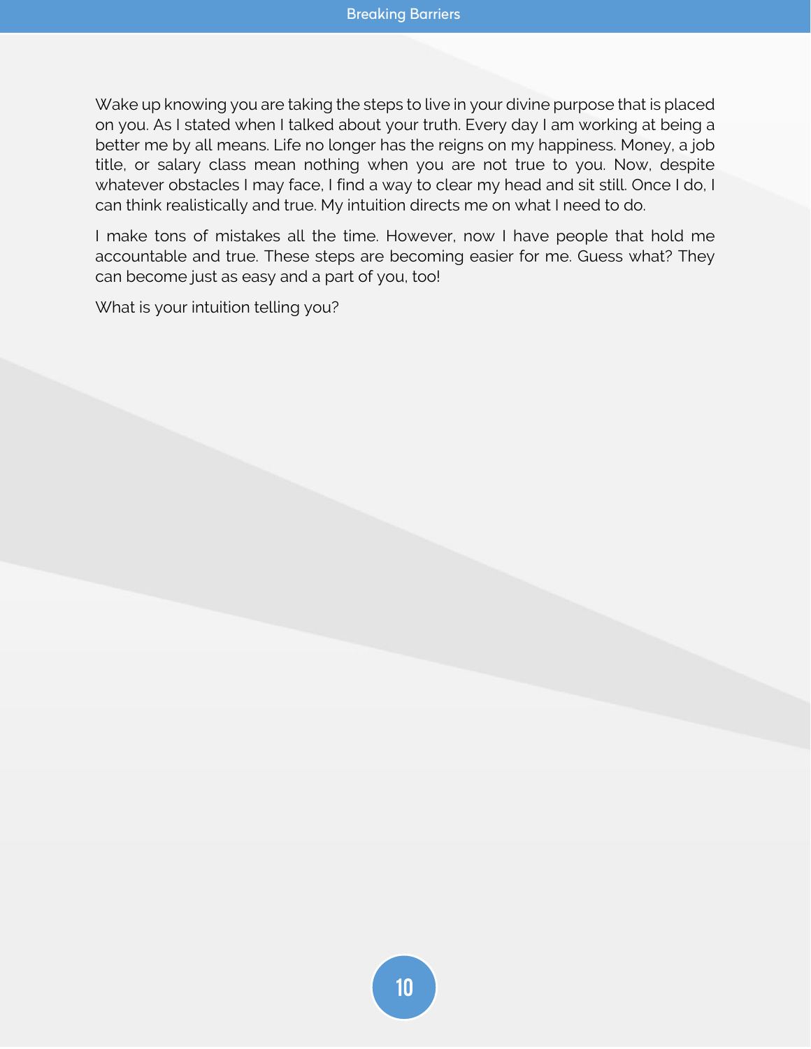Wake up knowing you are taking the steps to live in your divine purpose that is placed on you. As I stated when I talked about your truth. Every day I am working at being a better me by all means. Life no longer has the reigns on my happiness. Money, a job title, or salary class mean nothing when you are not true to you. Now, despite whatever obstacles I may face, I find a way to clear my head and sit still. Once I do, I can think realistically and true. My intuition directs me on what I need to do.

I make tons of mistakes all the time. However, now I have people that hold me accountable and true. These steps are becoming easier for me. Guess what? They can become just as easy and a part of you, too!

What is your intuition telling you?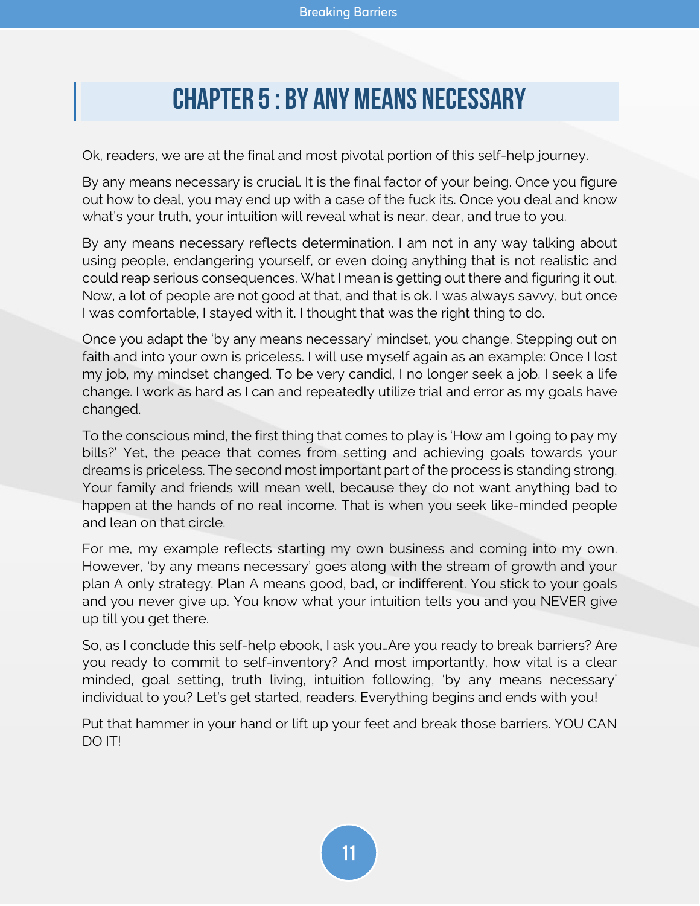# CHAPTER 5 : BY ANY MEANS NECESSARY

Ok, readers, we are at the final and most pivotal portion of this self-help journey.

By any means necessary is crucial. It is the final factor of your being. Once you figure out how to deal, you may end up with a case of the fuck its. Once you deal and know what's your truth, your intuition will reveal what is near, dear, and true to you.

By any means necessary reflects determination. I am not in any way talking about using people, endangering yourself, or even doing anything that is not realistic and could reap serious consequences. What I mean is getting out there and figuring it out. Now, a lot of people are not good at that, and that is ok. I was always savvy, but once I was comfortable, I stayed with it. I thought that was the right thing to do.

Once you adapt the 'by any means necessary' mindset, you change. Stepping out on faith and into your own is priceless. I will use myself again as an example: Once I lost my job, my mindset changed. To be very candid, I no longer seek a job. I seek a life change. I work as hard as I can and repeatedly utilize trial and error as my goals have changed.

To the conscious mind, the first thing that comes to play is 'How am I going to pay my bills?' Yet, the peace that comes from setting and achieving goals towards your dreams is priceless. The second most important part of the process is standing strong. Your family and friends will mean well, because they do not want anything bad to happen at the hands of no real income. That is when you seek like-minded people and lean on that circle.

For me, my example reflects starting my own business and coming into my own. However, 'by any means necessary' goes along with the stream of growth and your plan A only strategy. Plan A means good, bad, or indifferent. You stick to your goals and you never give up. You know what your intuition tells you and you NEVER give up till you get there.

So, as I conclude this self-help ebook, I ask you…Are you ready to break barriers? Are you ready to commit to self-inventory? And most importantly, how vital is a clear minded, goal setting, truth living, intuition following, 'by any means necessary' individual to you? Let's get started, readers. Everything begins and ends with you!

Put that hammer in your hand or lift up your feet and break those barriers. YOU CAN DO IT!